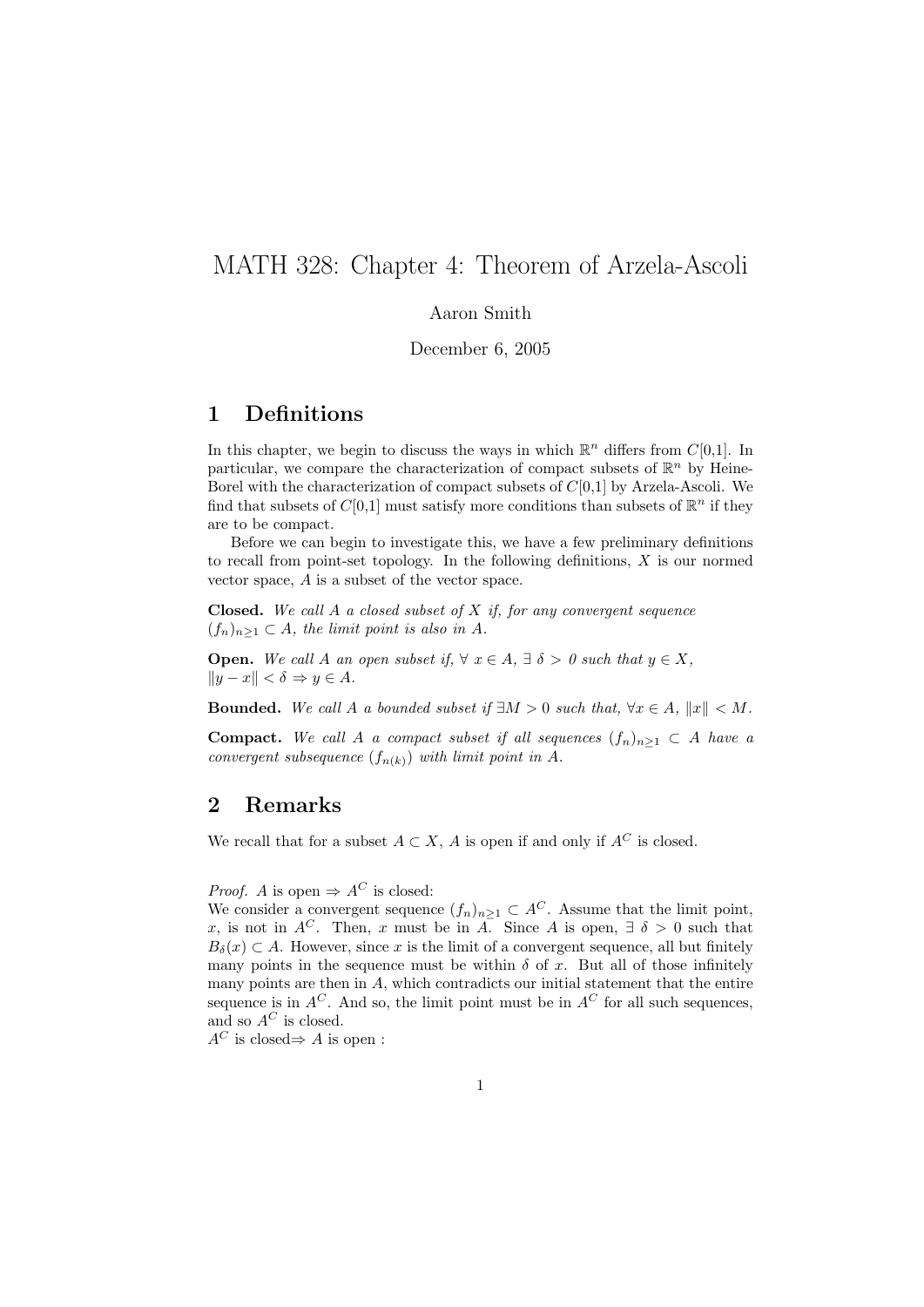# MATH 328: Chapter 4: Theorem of Arzela-Ascoli

Aaron Smith

December 6, 2005

## 1 Definitions

In this chapter, we begin to discuss the ways in which $\mathbb{R}^n$ differs from $C$[0,1]. In particular, we compare the characterization of compact subsets of $\mathbb{R}^n$ by Heine-Borel with the characterization of compact subsets of $C$[0,1] by Arzela-Ascoli. We find that subsets of $C$[0,1] must satisfy more conditions than subsets of $\mathbb{R}^n$ if they are to be compact.

Before we can begin to investigate this, we have a few preliminary definitions to recall from point-set topology. In the following definitions, $X$ is our normed vector space, $A$ is a subset of the vector space.

**Closed.** *We call $A$ a closed subset of $X$ if, for any convergent sequence $(f_n)_{n\geq 1} \subset A$, the limit point is also in $A$.*

**Open.** *We call $A$ an open subset if, $\forall\ x \in A$, $\exists\ \delta > 0$ such that $y \in X$, $\|y - x\| < \delta \Rightarrow y \in A$.*

**Bounded.** *We call $A$ a bounded subset if $\exists M > 0$ such that, $\forall x \in A$, $\|x\| < M$.*

**Compact.** *We call $A$ a compact subset if all sequences $(f_n)_{n\geq 1} \subset A$ have a convergent subsequence $(f_{n(k)})$ with limit point in $A$.*

## 2 Remarks

We recall that for a subset $A \subset X$, $A$ is open if and only if $A^C$ is closed.

*Proof.* $A$ is open $\Rightarrow A^C$ is closed:
We consider a convergent sequence $(f_n)_{n\geq 1} \subset A^C$. Assume that the limit point, $x$, is not in $A^C$. Then, $x$ must be in $A$. Since $A$ is open, $\exists\ \delta > 0$ such that $B_\delta(x) \subset A$. However, since $x$ is the limit of a convergent sequence, all but finitely many points in the sequence must be within $\delta$ of $x$. But all of those infinitely many points are then in $A$, which contradicts our initial statement that the entire sequence is in $A^C$. And so, the limit point must be in $A^C$ for all such sequences, and so $A^C$ is closed.
$A^C$ is closed$\Rightarrow A$ is open :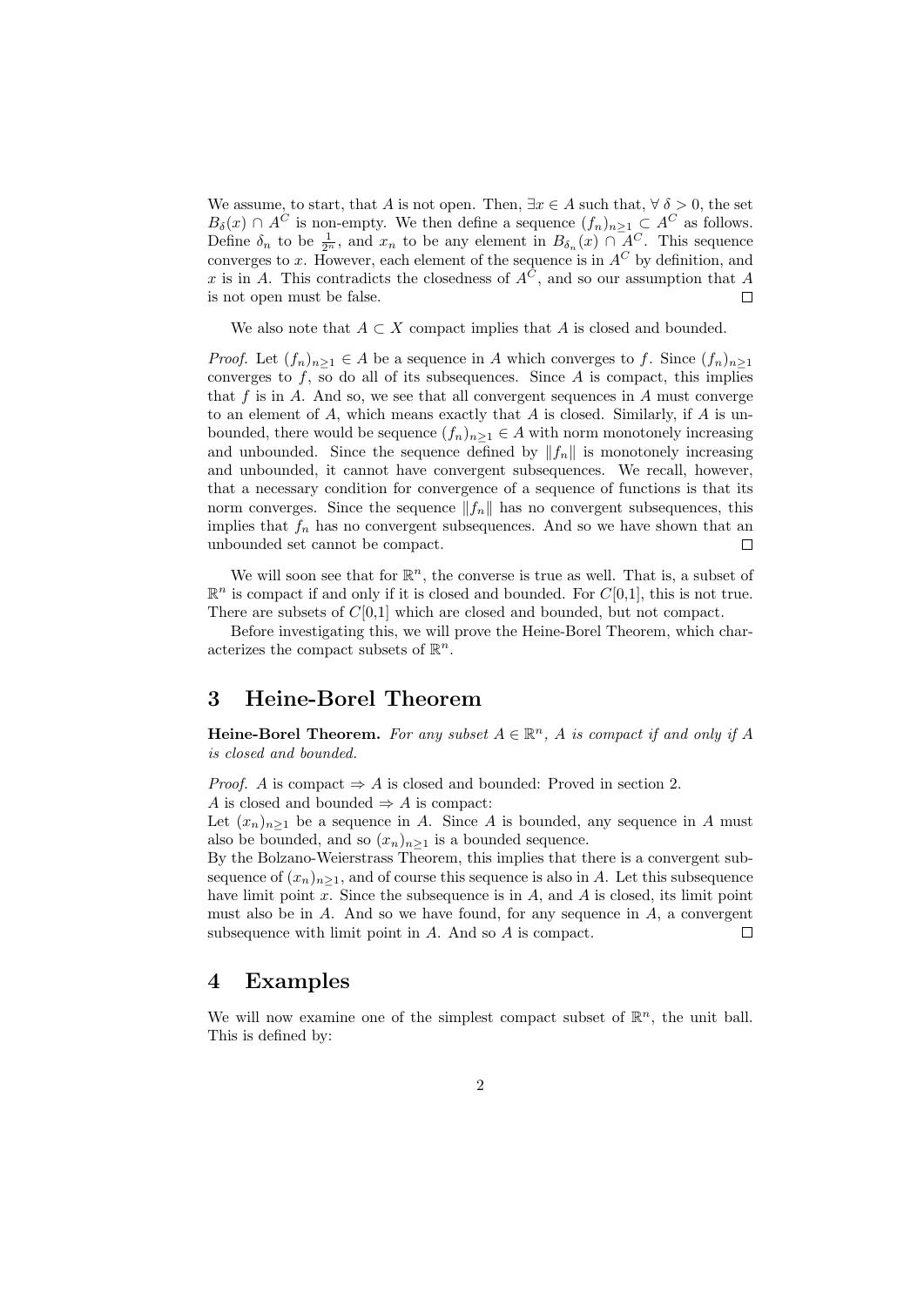We assume, to start, that $A$ is not open. Then, $\exists x \in A$ such that, $\forall \delta > 0$, the set $B_\delta(x) \cap A^C$ is non-empty. We then define a sequence $(f_n)_{n\geq 1} \subset A^C$ as follows. Define $\delta_n$ to be $\frac{1}{2^n}$, and $x_n$ to be any element in $B_{\delta_n}(x) \cap A^C$. This sequence converges to $x$. However, each element of the sequence is in $A^C$ by definition, and $x$ is in $A$. This contradicts the closedness of $A^C$, and so our assumption that $A$ is not open must be false. $\square$

We also note that $A \subset X$ compact implies that $A$ is closed and bounded.

*Proof.* Let $(f_n)_{n\geq 1} \in A$ be a sequence in $A$ which converges to $f$. Since $(f_n)_{n\geq 1}$ converges to $f$, so do all of its subsequences. Since $A$ is compact, this implies that $f$ is in $A$. And so, we see that all convergent sequences in $A$ must converge to an element of $A$, which means exactly that $A$ is closed. Similarly, if $A$ is unbounded, there would be sequence $(f_n)_{n\geq 1} \in A$ with norm monotonely increasing and unbounded. Since the sequence defined by $\|f_n\|$ is monotonely increasing and unbounded, it cannot have convergent subsequences. We recall, however, that a necessary condition for convergence of a sequence of functions is that its norm converges. Since the sequence $\|f_n\|$ has no convergent subsequences, this implies that $f_n$ has no convergent subsequences. And so we have shown that an unbounded set cannot be compact. $\square$

We will soon see that for $\mathbb{R}^n$, the converse is true as well. That is, a subset of $\mathbb{R}^n$ is compact if and only if it is closed and bounded. For $C[0,1]$, this is not true. There are subsets of $C[0,1]$ which are closed and bounded, but not compact.

Before investigating this, we will prove the Heine-Borel Theorem, which characterizes the compact subsets of $\mathbb{R}^n$.

## 3 Heine-Borel Theorem

**Heine-Borel Theorem.** *For any subset $A \in \mathbb{R}^n$, $A$ is compact if and only if $A$ is closed and bounded.*

*Proof.* $A$ is compact $\Rightarrow$ $A$ is closed and bounded: Proved in section 2.
$A$ is closed and bounded $\Rightarrow$ $A$ is compact:
Let $(x_n)_{n\geq 1}$ be a sequence in $A$. Since $A$ is bounded, any sequence in $A$ must also be bounded, and so $(x_n)_{n\geq 1}$ is a bounded sequence.
By the Bolzano-Weierstrass Theorem, this implies that there is a convergent subsequence of $(x_n)_{n\geq 1}$, and of course this sequence is also in $A$. Let this subsequence have limit point $x$. Since the subsequence is in $A$, and $A$ is closed, its limit point must also be in $A$. And so we have found, for any sequence in $A$, a convergent subsequence with limit point in $A$. And so $A$ is compact. $\square$

## 4 Examples

We will now examine one of the simplest compact subset of $\mathbb{R}^n$, the unit ball. This is defined by: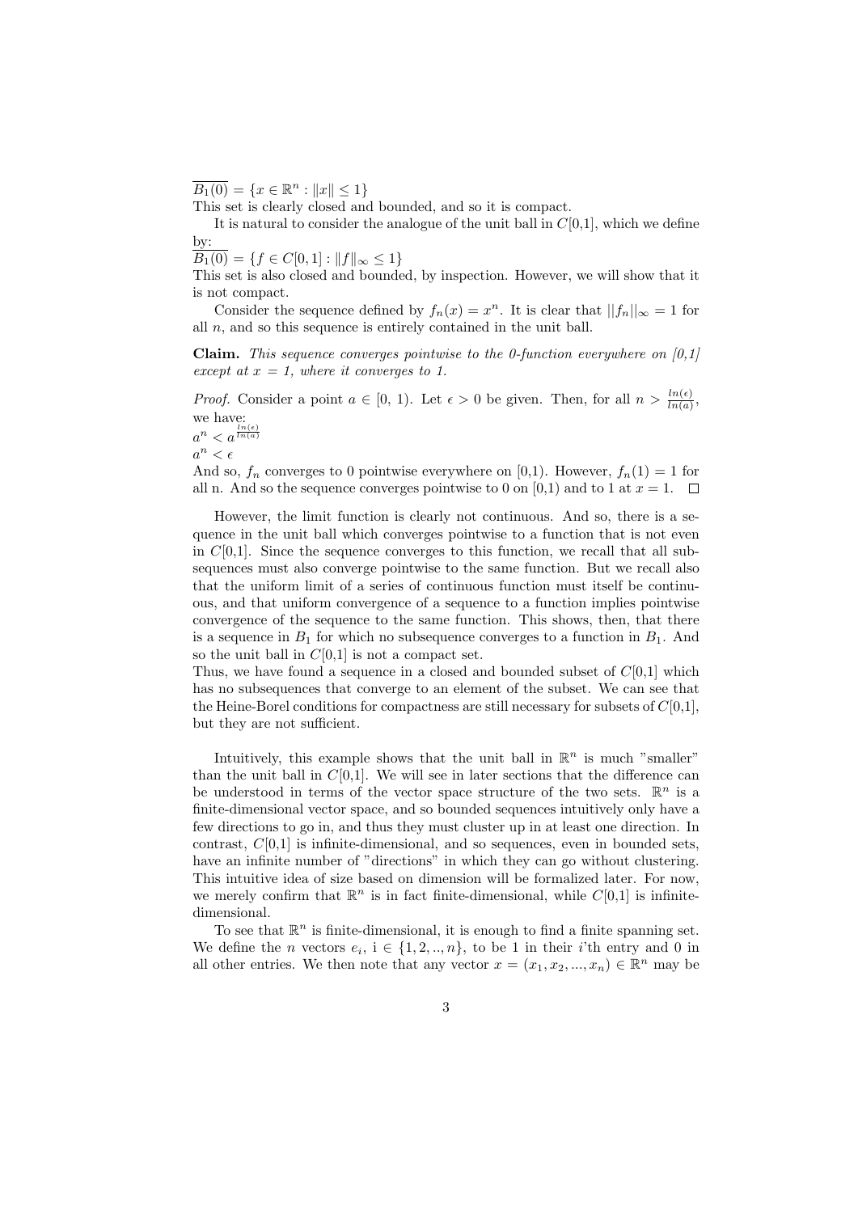$\overline{B_1(0)} = \{x \in \mathbb{R}^n : \|x\| \leq 1\}$
This set is clearly closed and bounded, and so it is compact.

It is natural to consider the analogue of the unit ball in $C[0,1]$, which we define by:
$\overline{B_1(0)} = \{f \in C[0,1] : \|f\|_\infty \leq 1\}$
This set is also closed and bounded, by inspection. However, we will show that it is not compact.

Consider the sequence defined by $f_n(x) = x^n$. It is clear that $||f_n||_\infty = 1$ for all $n$, and so this sequence is entirely contained in the unit ball.

**Claim.** *This sequence converges pointwise to the 0-function everywhere on [0,1] except at x = 1, where it converges to 1.*

*Proof.* Consider a point $a \in [0, 1)$. Let $\epsilon > 0$ be given. Then, for all $n > \frac{ln(\epsilon)}{ln(a)}$, we have:
$a^n < a^{\frac{ln(\epsilon)}{ln(a)}}$
$a^n < \epsilon$
And so, $f_n$ converges to 0 pointwise everywhere on [0,1). However, $f_n(1) = 1$ for all n. And so the sequence converges pointwise to 0 on [0,1) and to 1 at $x = 1$. □

However, the limit function is clearly not continuous. And so, there is a sequence in the unit ball which converges pointwise to a function that is not even in $C[0,1]$. Since the sequence converges to this function, we recall that all subsequences must also converge pointwise to the same function. But we recall also that the uniform limit of a series of continuous function must itself be continuous, and that uniform convergence of a sequence to a function implies pointwise convergence of the sequence to the same function. This shows, then, that there is a sequence in $B_1$ for which no subsequence converges to a function in $B_1$. And so the unit ball in $C[0,1]$ is not a compact set.
Thus, we have found a sequence in a closed and bounded subset of $C[0,1]$ which has no subsequences that converge to an element of the subset. We can see that the Heine-Borel conditions for compactness are still necessary for subsets of $C[0,1]$, but they are not sufficient.

Intuitively, this example shows that the unit ball in $\mathbb{R}^n$ is much "smaller" than the unit ball in $C[0,1]$. We will see in later sections that the difference can be understood in terms of the vector space structure of the two sets. $\mathbb{R}^n$ is a finite-dimensional vector space, and so bounded sequences intuitively only have a few directions to go in, and thus they must cluster up in at least one direction. In contrast, $C[0,1]$ is infinite-dimensional, and so sequences, even in bounded sets, have an infinite number of "directions" in which they can go without clustering. This intuitive idea of size based on dimension will be formalized later. For now, we merely confirm that $\mathbb{R}^n$ is in fact finite-dimensional, while $C[0,1]$ is infinite-dimensional.

To see that $\mathbb{R}^n$ is finite-dimensional, it is enough to find a finite spanning set. We define the $n$ vectors $e_i$, i $\in \{1, 2, .., n\}$, to be 1 in their $i$'th entry and 0 in all other entries. We then note that any vector $x = (x_1, x_2, ..., x_n) \in \mathbb{R}^n$ may be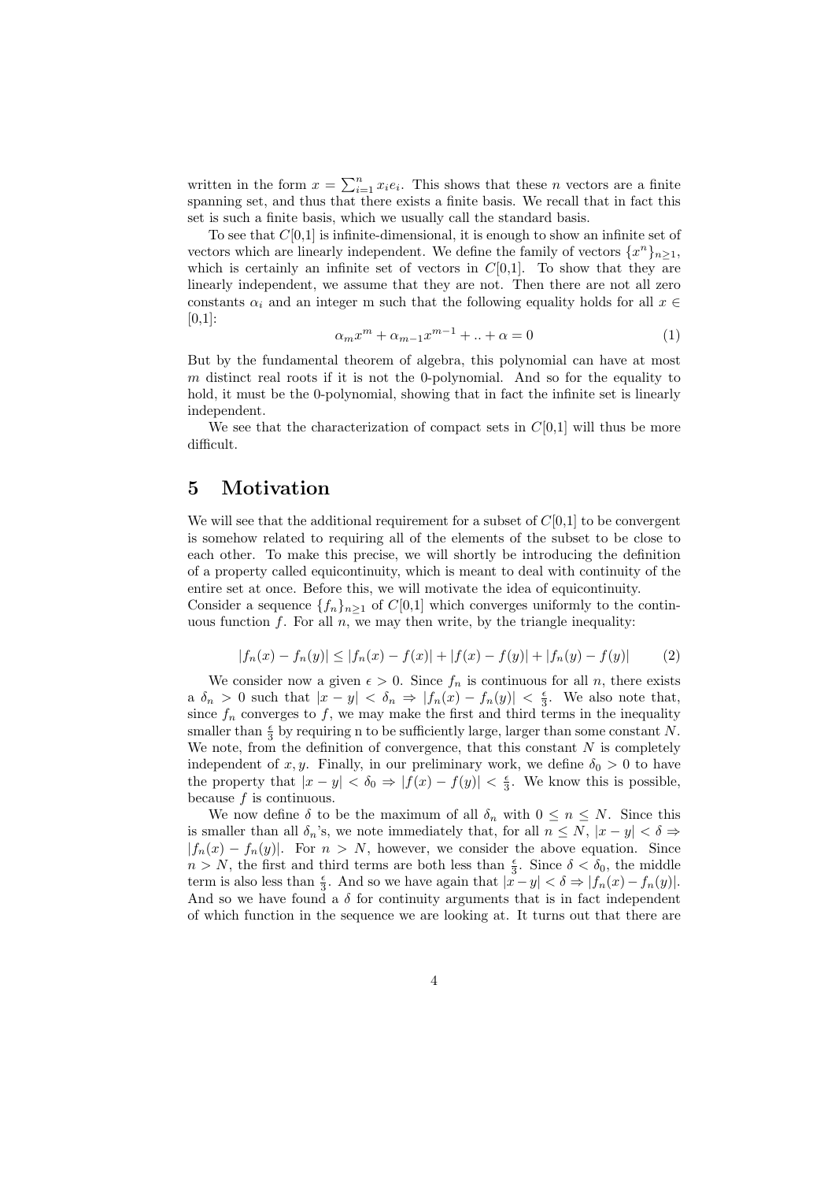written in the form $x = \sum_{i=1}^{n} x_i e_i$. This shows that these $n$ vectors are a finite spanning set, and thus that there exists a finite basis. We recall that in fact this set is such a finite basis, which we usually call the standard basis.

To see that $C$[0,1] is infinite-dimensional, it is enough to show an infinite set of vectors which are linearly independent. We define the family of vectors $\{x^n\}_{n\geq 1}$, which is certainly an infinite set of vectors in $C$[0,1]. To show that they are linearly independent, we assume that they are not. Then there are not all zero constants $\alpha_i$ and an integer m such that the following equality holds for all $x \in$ [0,1]:

$$\alpha_m x^m + \alpha_{m-1} x^{m-1} + .. + \alpha = 0 \tag{1}$$

But by the fundamental theorem of algebra, this polynomial can have at most $m$ distinct real roots if it is not the 0-polynomial. And so for the equality to hold, it must be the 0-polynomial, showing that in fact the infinite set is linearly independent.

We see that the characterization of compact sets in $C$[0,1] will thus be more difficult.

# 5 Motivation

We will see that the additional requirement for a subset of $C$[0,1] to be convergent is somehow related to requiring all of the elements of the subset to be close to each other. To make this precise, we will shortly be introducing the definition of a property called equicontinuity, which is meant to deal with continuity of the entire set at once. Before this, we will motivate the idea of equicontinuity.
Consider a sequence $\{f_n\}_{n\geq 1}$ of $C$[0,1] which converges uniformly to the continuous function $f$. For all $n$, we may then write, by the triangle inequality:

$$|f_n(x) - f_n(y)| \leq |f_n(x) - f(x)| + |f(x) - f(y)| + |f_n(y) - f(y)| \tag{2}$$

We consider now a given $\epsilon > 0$. Since $f_n$ is continuous for all $n$, there exists a $\delta_n > 0$ such that $|x - y| < \delta_n \Rightarrow |f_n(x) - f_n(y)| < \frac{\epsilon}{3}$. We also note that, since $f_n$ converges to $f$, we may make the first and third terms in the inequality smaller than $\frac{\epsilon}{3}$ by requiring n to be sufficiently large, larger than some constant $N$. We note, from the definition of convergence, that this constant $N$ is completely independent of $x, y$. Finally, in our preliminary work, we define $\delta_0 > 0$ to have the property that $|x - y| < \delta_0 \Rightarrow |f(x) - f(y)| < \frac{\epsilon}{3}$. We know this is possible, because $f$ is continuous.

We now define $\delta$ to be the maximum of all $\delta_n$ with $0 \leq n \leq N$. Since this is smaller than all $\delta_n$'s, we note immediately that, for all $n \leq N$, $|x - y| < \delta \Rightarrow |f_n(x) - f_n(y)|$. For $n > N$, however, we consider the above equation. Since $n > N$, the first and third terms are both less than $\frac{\epsilon}{3}$. Since $\delta < \delta_0$, the middle term is also less than $\frac{\epsilon}{3}$. And so we have again that $|x - y| < \delta \Rightarrow |f_n(x) - f_n(y)|$. And so we have found a $\delta$ for continuity arguments that is in fact independent of which function in the sequence we are looking at. It turns out that there are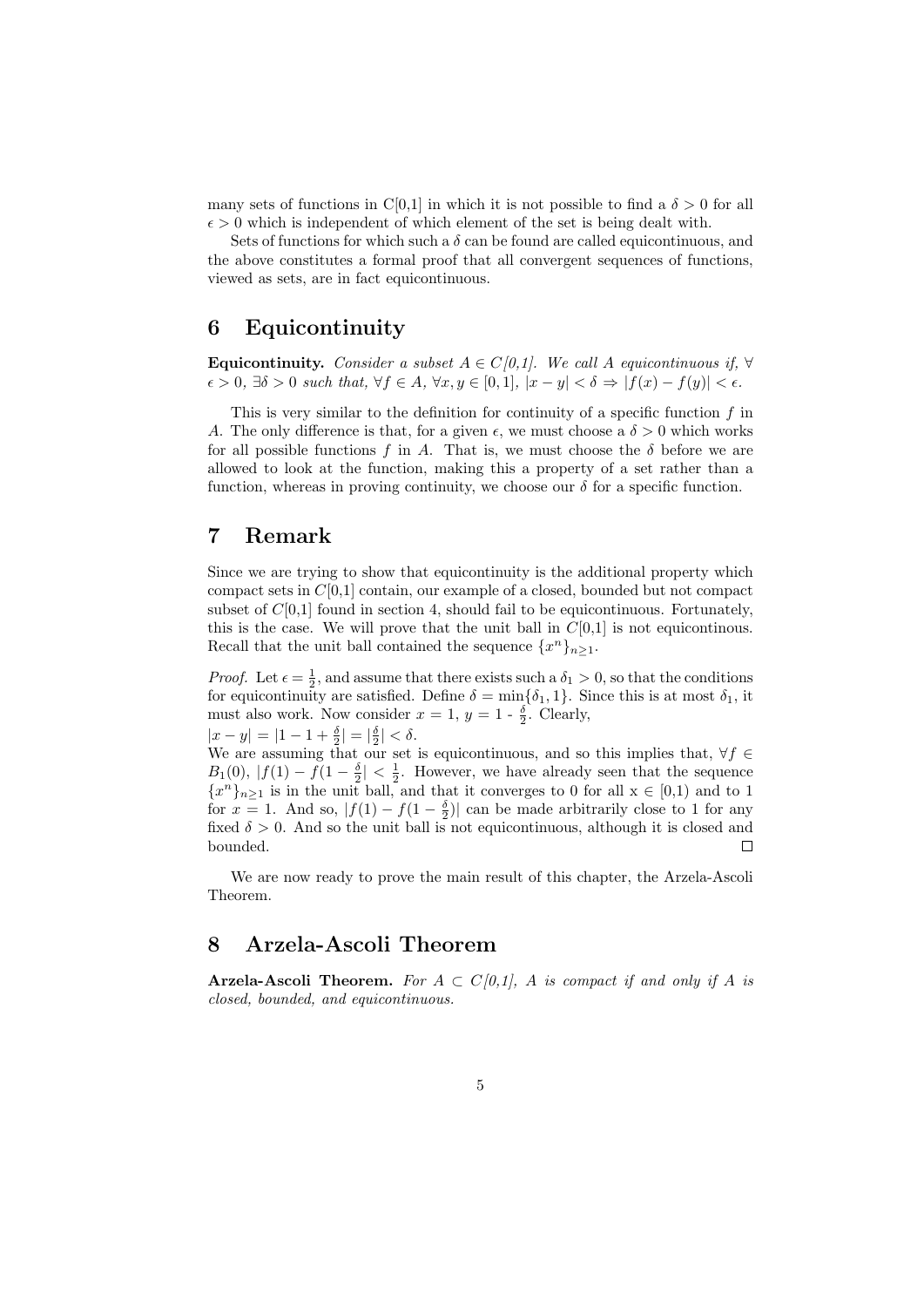many sets of functions in C[0,1] in which it is not possible to find a $\delta > 0$ for all $\epsilon > 0$ which is independent of which element of the set is being dealt with.

Sets of functions for which such a $\delta$ can be found are called equicontinuous, and the above constitutes a formal proof that all convergent sequences of functions, viewed as sets, are in fact equicontinuous.

## 6 Equicontinuity

**Equicontinuity.** *Consider a subset $A \in C[0,1]$. We call A equicontinuous if, $\forall \epsilon > 0$, $\exists \delta > 0$ such that, $\forall f \in A$, $\forall x, y \in [0,1]$, $|x - y| < \delta \Rightarrow |f(x) - f(y)| < \epsilon$.*

This is very similar to the definition for continuity of a specific function $f$ in $A$. The only difference is that, for a given $\epsilon$, we must choose a $\delta > 0$ which works for all possible functions $f$ in $A$. That is, we must choose the $\delta$ before we are allowed to look at the function, making this a property of a set rather than a function, whereas in proving continuity, we choose our $\delta$ for a specific function.

## 7 Remark

Since we are trying to show that equicontinuity is the additional property which compact sets in $C[0,1]$ contain, our example of a closed, bounded but not compact subset of $C[0,1]$ found in section 4, should fail to be equicontinuous. Fortunately, this is the case. We will prove that the unit ball in $C[0,1]$ is not equicontinous. Recall that the unit ball contained the sequence $\{x^n\}_{n \geq 1}$.

*Proof.* Let $\epsilon = \frac{1}{2}$, and assume that there exists such a $\delta_1 > 0$, so that the conditions for equicontinuity are satisfied. Define $\delta = \min\{\delta_1, 1\}$. Since this is at most $\delta_1$, it must also work. Now consider $x = 1$, $y = 1 - \frac{\delta}{2}$. Clearly,
$|x - y| = |1 - 1 + \frac{\delta}{2}| = |\frac{\delta}{2}| < \delta$.
We are assuming that our set is equicontinuous, and so this implies that, $\forall f \in B_1(0)$, $|f(1) - f(1 - \frac{\delta}{2}| < \frac{1}{2}$. However, we have already seen that the sequence $\{x^n\}_{n \geq 1}$ is in the unit ball, and that it converges to 0 for all x $\in$ [0,1) and to 1 for $x = 1$. And so, $|f(1) - f(1 - \frac{\delta}{2})|$ can be made arbitrarily close to 1 for any fixed $\delta > 0$. And so the unit ball is not equicontinuous, although it is closed and bounded. $\square$

We are now ready to prove the main result of this chapter, the Arzela-Ascoli Theorem.

## 8 Arzela-Ascoli Theorem

**Arzela-Ascoli Theorem.** *For $A \subset C[0,1]$, A is compact if and only if A is closed, bounded, and equicontinuous.*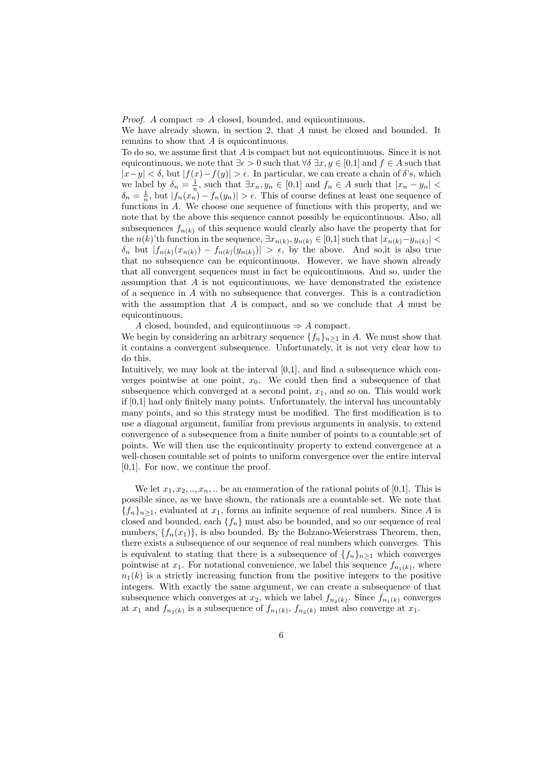*Proof.* $A$ compact $\Rightarrow$ $A$ closed, bounded, and equicontinuous.
We have already shown, in section 2, that $A$ must be closed and bounded. It remains to show that $A$ is equicontinuous.
To do so, we assume first that $A$ is compact but not equicontinuous. Since it is not equicontinuous, we note that $\exists \epsilon > 0$ such that $\forall \delta\ \exists x, y \in [0,1]$ and $f \in A$ such that $|x-y| < \delta$, but $|f(x)-f(y)| > \epsilon$. In particular, we can create a chain of $\delta$'s, which we label by $\delta_n = \frac{1}{n}$, such that $\exists x_n, y_n \in [0,1]$ and $f_n \in A$ such that $|x_n - y_n| < \delta_n = \frac{1}{n}$, but $|f_n(x_n) - f_n(y_n)| > \epsilon$. This of course defines at least one sequence of functions in $A$. We choose one sequence of functions with this property, and we note that by the above this sequence cannot possibly be equicontinuous. Also, all subsequences $f_{n(k)}$ of this sequence would clearly also have the property that for the $n(k)$'th function in the sequence, $\exists x_{n(k)}, y_{n(k)} \in [0,1]$ such that $|x_{n(k)} - y_{n(k)}| < \delta_n$ but $|f_{n(k)}(x_{n(k)}) - f_{n(k)}(y_{n(k)})| > \epsilon$, by the above. And so,it is also true that no subsequence can be equicontinuous. However, we have shown already that all convergent sequences must in fact be equicontinuous. And so, under the assumption that $A$ is not equicontinuous, we have demonstrated the existence of a sequence in $A$ with no subsequence that converges. This is a contradiction with the assumption that $A$ is compact, and so we conclude that $A$ must be equicontinuous.

*A closed, bounded, and equicontinuous $\Rightarrow$ A compact.*
We begin by considering an arbitrary sequence $\{f_n\}_{n\geq 1}$ in $A$. We must show that it contains a convergent subsequence. Unfortunately, it is not very clear how to do this.
Intuitively, we may look at the interval [0,1], and find a subsequence which converges pointwise at one point, $x_0$. We could then find a subsequence of that subsequence which converged at a second point, $x_1$, and so on. This would work if [0,1] had only finitely many points. Unfortunately, the interval has uncountably many points, and so this strategy must be modified. The first modification is to use a diagonal argument, familiar from previous arguments in analysis, to extend convergence of a subsequence from a finite number of points to a countable set of points. We will then use the equicontinuity property to extend convergence at a well-chosen countable set of points to uniform convergence over the entire interval [0,1]. For now, we continue the proof.

We let $x_1, x_2, .., x_n, ..$ be an enumeration of the rational points of [0,1]. This is possible since, as we have shown, the rationals are a countable set. We note that $\{f_n\}_{n\geq 1}$, evaluated at $x_1$, forms an infinite sequence of real numbers. Since $A$ is closed and bounded, each $\{f_n\}$ must also be bounded, and so our sequence of real numbers, $\{f_n(x_1)\}$, is also bounded. By the Bolzano-Weierstrass Theorem, then, there exists a subsequence of our sequence of real numbers which converges. This is equivalent to stating that there is a subsequence of $\{f_n\}_{n\geq 1}$ which converges pointwise at $x_1$. For notational convenience, we label this sequence $f_{n_1(k)}$, where $n_1(k)$ is a strictly increasing function from the positive integers to the positive integers. With exactly the same argument, we can create a subsequence of that subsequence which converges at $x_2$, which we label $f_{n_2(k)}$. Since $f_{n_1(k)}$ converges at $x_1$ and $f_{n_2(k)}$ is a subsequence of $f_{n_1(k)}$, $f_{n_2(k)}$ must also converge at $x_1$.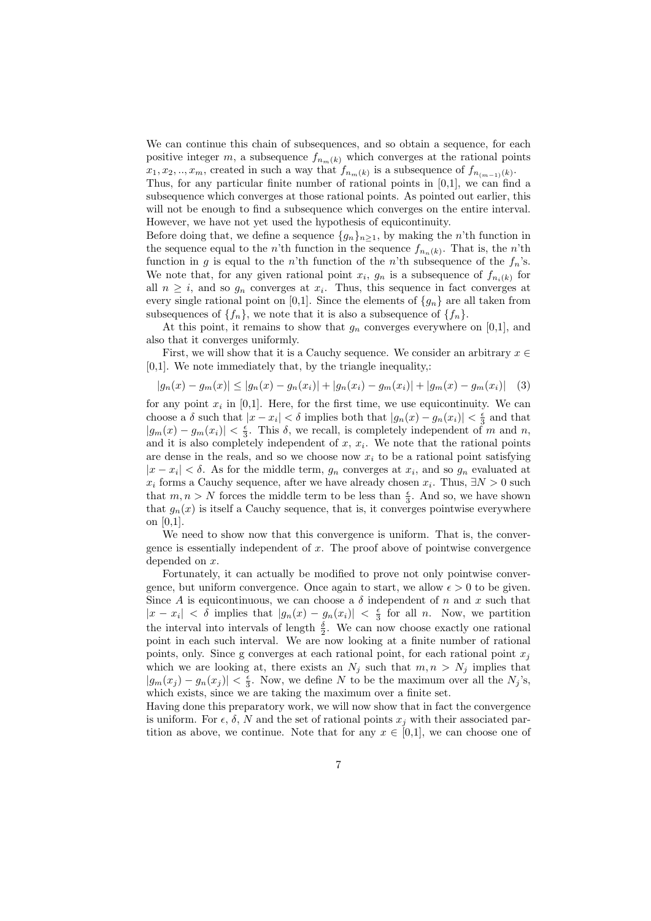We can continue this chain of subsequences, and so obtain a sequence, for each positive integer $m$, a subsequence $f_{n_m(k)}$ which converges at the rational points $x_1, x_2, .., x_m$, created in such a way that $f_{n_m(k)}$ is a subsequence of $f_{n_{(m-1)}(k)}$.
Thus, for any particular finite number of rational points in [0,1], we can find a subsequence which converges at those rational points. As pointed out earlier, this will not be enough to find a subsequence which converges on the entire interval. However, we have not yet used the hypothesis of equicontinuity.
Before doing that, we define a sequence $\{g_n\}_{n\geq 1}$, by making the $n$'th function in the sequence equal to the $n$'th function in the sequence $f_{n_n(k)}$. That is, the $n$'th function in $g$ is equal to the $n$'th function of the $n$'th subsequence of the $f_n$'s. We note that, for any given rational point $x_i$, $g_n$ is a subsequence of $f_{n_i(k)}$ for all $n \geq i$, and so $g_n$ converges at $x_i$. Thus, this sequence in fact converges at every single rational point on [0,1]. Since the elements of $\{g_n\}$ are all taken from subsequences of $\{f_n\}$, we note that it is also a subsequence of $\{f_n\}$.

At this point, it remains to show that $g_n$ converges everywhere on [0,1], and also that it converges uniformly.

First, we will show that it is a Cauchy sequence. We consider an arbitrary $x \in$ [0,1]. We note immediately that, by the triangle inequality,:

$$|g_n(x) - g_m(x)| \leq |g_n(x) - g_n(x_i)| + |g_n(x_i) - g_m(x_i)| + |g_m(x) - g_m(x_i)| \quad (3)$$

for any point $x_i$ in [0,1]. Here, for the first time, we use equicontinuity. We can choose a $\delta$ such that $|x - x_i| < \delta$ implies both that $|g_n(x) - g_n(x_i)| < \frac{\epsilon}{3}$ and that $|g_m(x) - g_m(x_i)| < \frac{\epsilon}{3}$. This $\delta$, we recall, is completely independent of $m$ and $n$, and it is also completely independent of $x$, $x_i$. We note that the rational points are dense in the reals, and so we choose now $x_i$ to be a rational point satisfying $|x - x_i| < \delta$. As for the middle term, $g_n$ converges at $x_i$, and so $g_n$ evaluated at $x_i$ forms a Cauchy sequence, after we have already chosen $x_i$. Thus, $\exists N > 0$ such that $m, n > N$ forces the middle term to be less than $\frac{\epsilon}{3}$. And so, we have shown that $g_n(x)$ is itself a Cauchy sequence, that is, it converges pointwise everywhere on [0,1].

We need to show now that this convergence is uniform. That is, the convergence is essentially independent of $x$. The proof above of pointwise convergence depended on $x$.

Fortunately, it can actually be modified to prove not only pointwise convergence, but uniform convergence. Once again to start, we allow $\epsilon > 0$ to be given. Since $A$ is equicontinuous, we can choose a $\delta$ independent of $n$ and $x$ such that $|x - x_i| < \delta$ implies that $|g_n(x) - g_n(x_i)| < \frac{\epsilon}{3}$ for all $n$. Now, we partition the interval into intervals of length $\frac{\delta}{2}$. We can now choose exactly one rational point in each such interval. We are now looking at a finite number of rational points, only. Since g converges at each rational point, for each rational point $x_j$ which we are looking at, there exists an $N_j$ such that $m, n > N_j$ implies that $|g_m(x_j) - g_n(x_j)| < \frac{\epsilon}{3}$. Now, we define $N$ to be the maximum over all the $N_j$'s, which exists, since we are taking the maximum over a finite set.
Having done this preparatory work, we will now show that in fact the convergence is uniform. For $\epsilon$, $\delta$, $N$ and the set of rational points $x_j$ with their associated partition as above, we continue. Note that for any $x \in$ [0,1], we can choose one of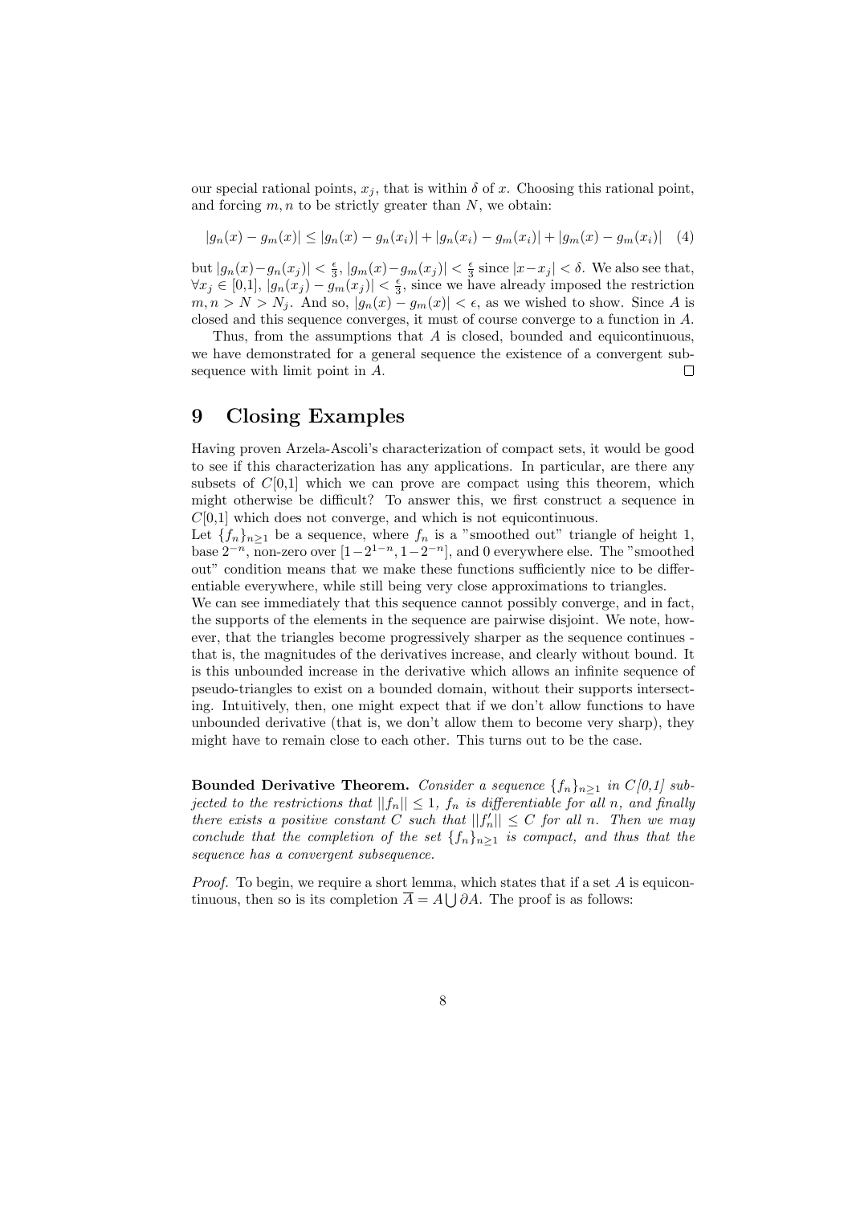our special rational points, $x_j$, that is within $\delta$ of $x$. Choosing this rational point, and forcing $m, n$ to be strictly greater than $N$, we obtain:

$$|g_n(x) - g_m(x)| \leq |g_n(x) - g_n(x_i)| + |g_n(x_i) - g_m(x_i)| + |g_m(x) - g_m(x_i)| \quad (4)$$

but $|g_n(x) - g_n(x_j)| < \frac{\epsilon}{3}$, $|g_m(x) - g_m(x_j)| < \frac{\epsilon}{3}$ since $|x - x_j| < \delta$. We also see that, $\forall x_j \in [0,1]$, $|g_n(x_j) - g_m(x_j)| < \frac{\epsilon}{3}$, since we have already imposed the restriction $m, n > N > N_j$. And so, $|g_n(x) - g_m(x)| < \epsilon$, as we wished to show. Since $A$ is closed and this sequence converges, it must of course converge to a function in $A$.

Thus, from the assumptions that $A$ is closed, bounded and equicontinuous, we have demonstrated for a general sequence the existence of a convergent subsequence with limit point in $A$. □

# 9 Closing Examples

Having proven Arzela-Ascoli's characterization of compact sets, it would be good to see if this characterization has any applications. In particular, are there any subsets of $C$[0,1] which we can prove are compact using this theorem, which might otherwise be difficult? To answer this, we first construct a sequence in $C$[0,1] which does not converge, and which is not equicontinuous.

Let $\{f_n\}_{n\geq 1}$ be a sequence, where $f_n$ is a "smoothed out" triangle of height 1, base $2^{-n}$, non-zero over $[1-2^{1-n}, 1-2^{-n}]$, and 0 everywhere else. The "smoothed out" condition means that we make these functions sufficiently nice to be differentiable everywhere, while still being very close approximations to triangles.

We can see immediately that this sequence cannot possibly converge, and in fact, the supports of the elements in the sequence are pairwise disjoint. We note, however, that the triangles become progressively sharper as the sequence continues - that is, the magnitudes of the derivatives increase, and clearly without bound. It is this unbounded increase in the derivative which allows an infinite sequence of pseudo-triangles to exist on a bounded domain, without their supports intersecting. Intuitively, then, one might expect that if we don't allow functions to have unbounded derivative (that is, we don't allow them to become very sharp), they might have to remain close to each other. This turns out to be the case.

**Bounded Derivative Theorem.** *Consider a sequence $\{f_n\}_{n\geq 1}$ in C[0,1] subjected to the restrictions that $||f_n|| \leq 1$, $f_n$ is differentiable for all $n$, and finally there exists a positive constant $C$ such that $||f_n'|| \leq C$ for all $n$. Then we may conclude that the completion of the set $\{f_n\}_{n\geq 1}$ is compact, and thus that the sequence has a convergent subsequence.*

*Proof.* To begin, we require a short lemma, which states that if a set $A$ is equicontinuous, then so is its completion $\overline{A} = A \bigcup \partial A$. The proof is as follows: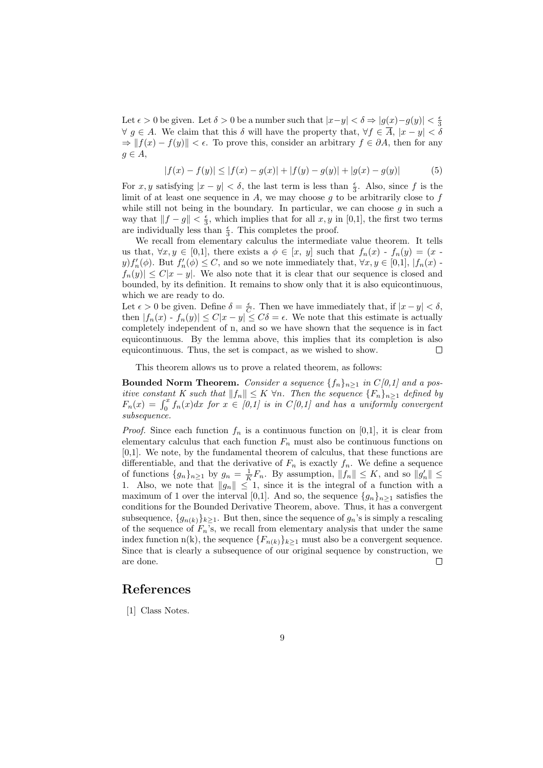Let $\epsilon > 0$ be given. Let $\delta > 0$ be a number such that $|x-y| < \delta \Rightarrow |g(x)-g(y)| < \frac{\epsilon}{3}$ $\forall$ $g \in A$. We claim that this $\delta$ will have the property that, $\forall f \in \overline{A}$, $|x - y| < \delta$ $\Rightarrow \|f(x) - f(y)\| < \epsilon$. To prove this, consider an arbitrary $f \in \partial A$, then for any $g \in A$,

$$|f(x) - f(y)| \leq |f(x) - g(x)| + |f(y) - g(y)| + |g(x) - g(y)| \tag{5}$$

For $x, y$ satisfying $|x - y| < \delta$, the last term is less than $\frac{\epsilon}{3}$. Also, since $f$ is the limit of at least one sequence in $A$, we may choose $g$ to be arbitrarily close to $f$ while still not being in the boundary. In particular, we can choose $g$ in such a way that $\|f - g\| < \frac{\epsilon}{3}$, which implies that for all $x, y$ in [0,1], the first two terms are individually less than $\frac{\epsilon}{3}$. This completes the proof.

We recall from elementary calculus the intermediate value theorem. It tells us that, $\forall x, y \in$ [0,1], there exists a $\phi \in$ [$x$, $y$] such that $f_n(x)$ - $f_n(y)$ = ($x$ - $y$)$f_n'(\phi)$. But $f_n'(\phi) \leq C$, and so we note immediately that, $\forall x, y \in$ [0,1], $|f_n(x)$ - $f_n(y)| \leq C|x - y|$. We also note that it is clear that our sequence is closed and bounded, by its definition. It remains to show only that it is also equicontinuous, which we are ready to do.

Let $\epsilon > 0$ be given. Define $\delta = \frac{\epsilon}{C}$. Then we have immediately that, if $|x - y| < \delta$, then $|f_n(x)$ - $f_n(y)| \leq C|x - y| \leq C\delta = \epsilon$. We note that this estimate is actually completely independent of n, and so we have shown that the sequence is in fact equicontinuous. By the lemma above, this implies that its completion is also equicontinuous. Thus, the set is compact, as we wished to show. □

This theorem allows us to prove a related theorem, as follows:

**Bounded Norm Theorem.** *Consider a sequence $\{f_n\}_{n\geq 1}$ in C[0,1] and a positive constant K such that $\|f_n\| \leq K$ $\forall n$. Then the sequence $\{F_n\}_{n\geq 1}$ defined by $F_n(x) = \int_0^x f_n(x)dx$ for $x \in$ [0,1] is in C[0,1] and has a uniformly convergent subsequence.*

*Proof.* Since each function $f_n$ is a continuous function on [0,1], it is clear from elementary calculus that each function $F_n$ must also be continuous functions on [0,1]. We note, by the fundamental theorem of calculus, that these functions are differentiable, and that the derivative of $F_n$ is exactly $f_n$. We define a sequence of functions $\{g_n\}_{n\geq 1}$ by $g_n = \frac{1}{K}F_n$. By assumption, $\|f_n\| \leq K$, and so $\|g_n'\| \leq 1$. Also, we note that $\|g_n\| \leq 1$, since it is the integral of a function with a maximum of 1 over the interval [0,1]. And so, the sequence $\{g_n\}_{n\geq 1}$ satisfies the conditions for the Bounded Derivative Theorem, above. Thus, it has a convergent subsequence, $\{g_{n(k)}\}_{k\geq 1}$. But then, since the sequence of $g_n$'s is simply a rescaling of the sequence of $F_n$'s, we recall from elementary analysis that under the same index function n(k), the sequence $\{F_{n(k)}\}_{k\geq 1}$ must also be a convergent sequence. Since that is clearly a subsequence of our original sequence by construction, we are done. □

# References

[1] Class Notes.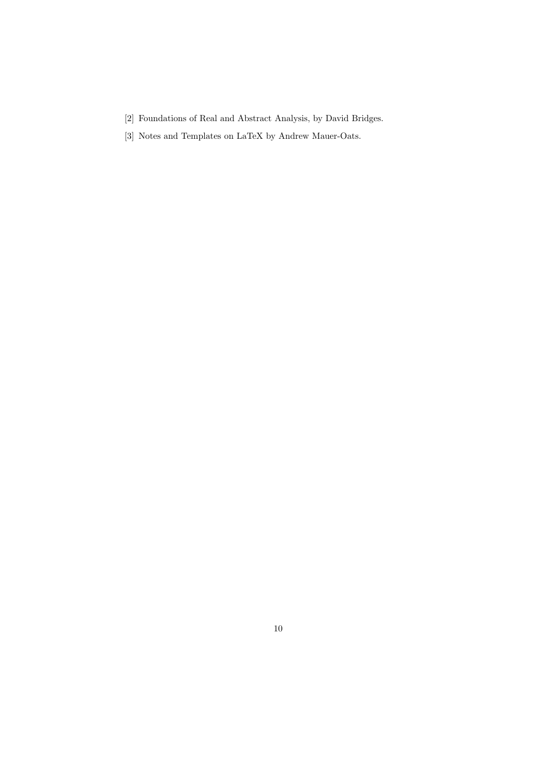[2] Foundations of Real and Abstract Analysis, by David Bridges.

[3] Notes and Templates on LaTeX by Andrew Mauer-Oats.